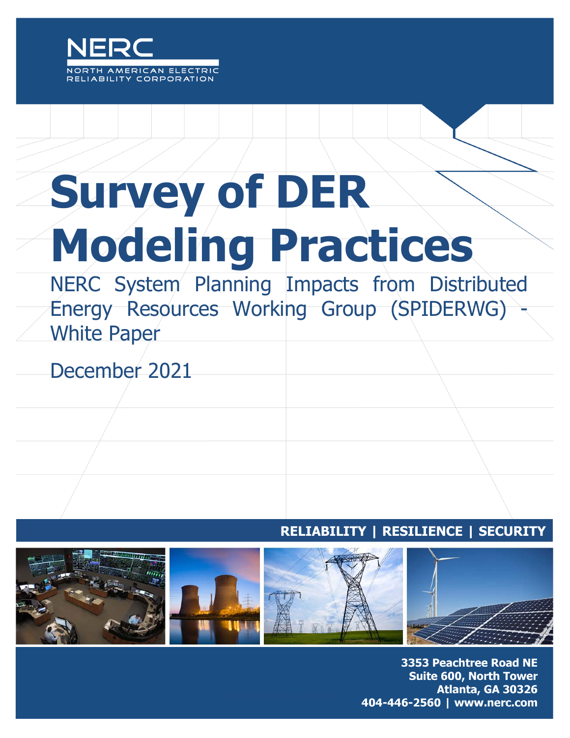NERC

NORTH AMERICAN ELECTRIC RELIABILITY CORPORATION

# Survey of DER Modeling Practices

NERC System Planning Impacts from Distributed Energy Resources Working Group (SPIDERWG) - White Paper

December 2021

**RELIABILITY | RESILIENCE | SECURITY**

**3353 Peachtree Road NE**
**Suite 600, North Tower**
**Atlanta, GA 30326**
**404-446-2560 | www.nerc.com**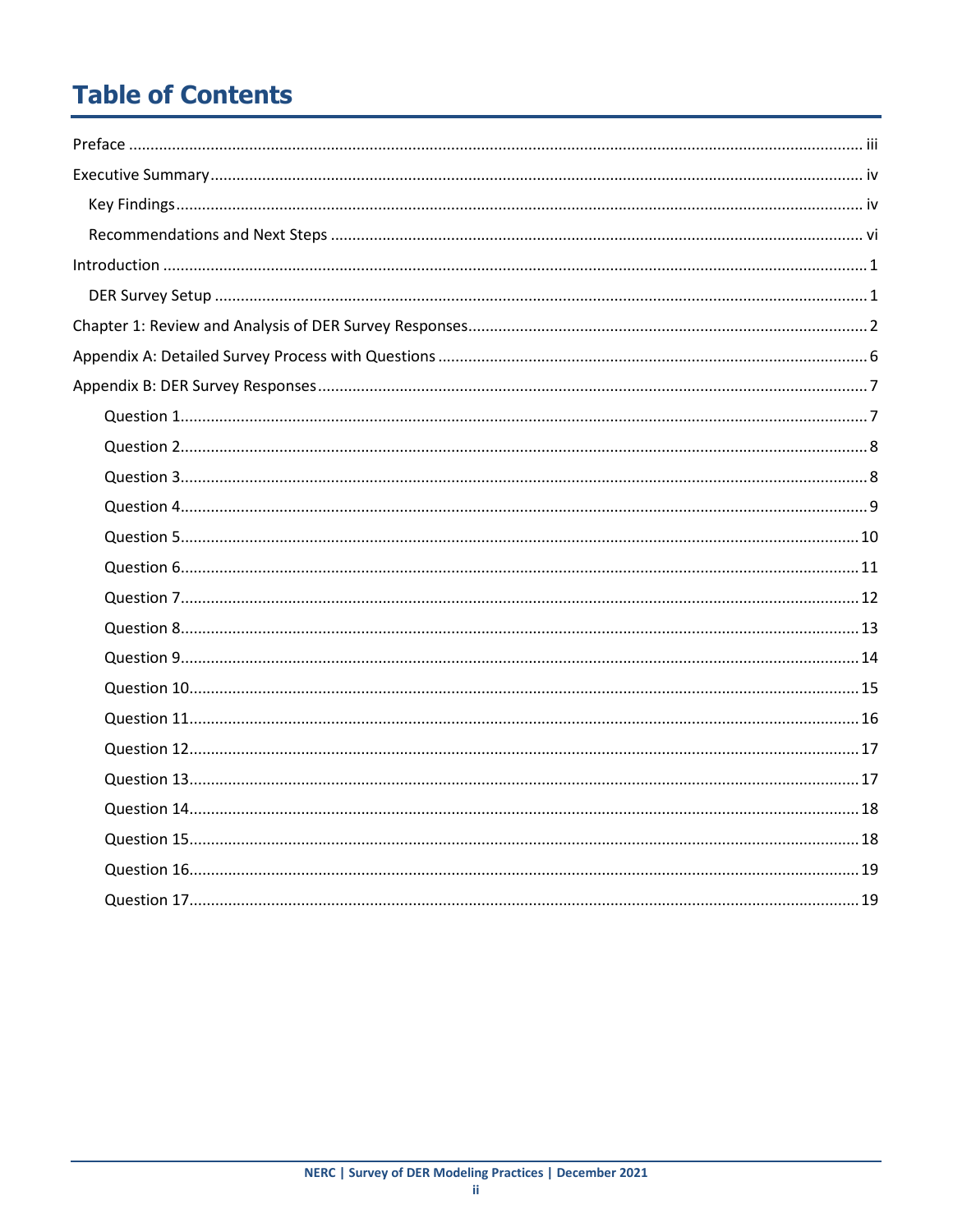# Table of Contents

Preface ..... iii

Executive Summary ..... iv

- Key Findings ..... iv
- Recommendations and Next Steps ..... vi

Introduction ..... 1

- DER Survey Setup ..... 1

Chapter 1: Review and Analysis of DER Survey Responses ..... 2

Appendix A: Detailed Survey Process with Questions ..... 6

Appendix B: DER Survey Responses ..... 7

- Question 1 ..... 7
- Question 2 ..... 8
- Question 3 ..... 8
- Question 4 ..... 9
- Question 5 ..... 10
- Question 6 ..... 11
- Question 7 ..... 12
- Question 8 ..... 13
- Question 9 ..... 14
- Question 10 ..... 15
- Question 11 ..... 16
- Question 12 ..... 17
- Question 13 ..... 17
- Question 14 ..... 18
- Question 15 ..... 18
- Question 16 ..... 19
- Question 17 ..... 19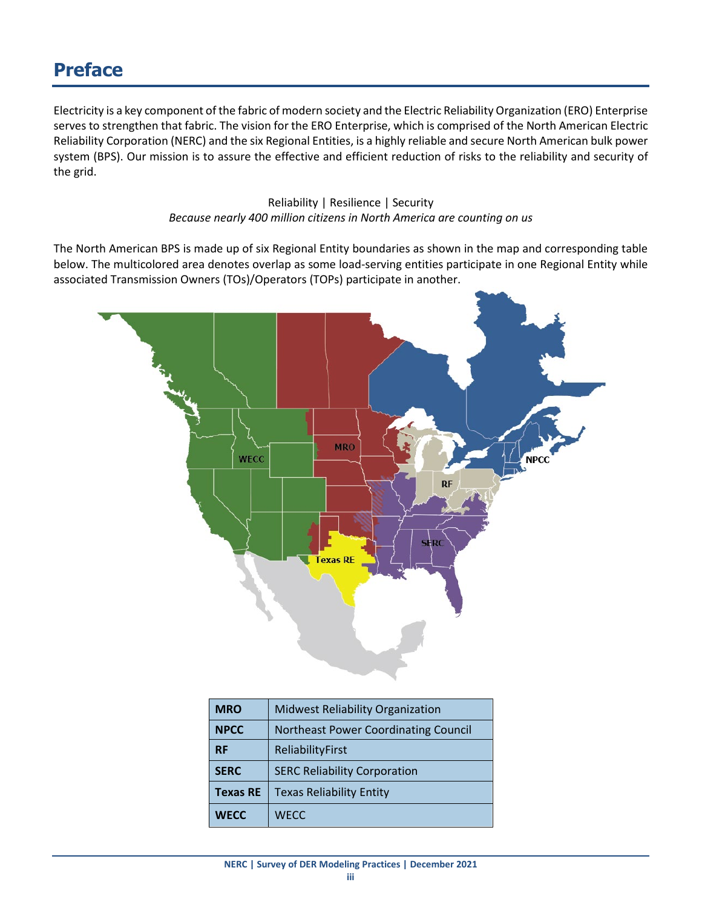# Preface

Electricity is a key component of the fabric of modern society and the Electric Reliability Organization (ERO) Enterprise serves to strengthen that fabric. The vision for the ERO Enterprise, which is comprised of the North American Electric Reliability Corporation (NERC) and the six Regional Entities, is a highly reliable and secure North American bulk power system (BPS). Our mission is to assure the effective and efficient reduction of risks to the reliability and security of the grid.

Reliability | Resilience | Security
*Because nearly 400 million citizens in North America are counting on us*

The North American BPS is made up of six Regional Entity boundaries as shown in the map and corresponding table below. The multicolored area denotes overlap as some load-serving entities participate in one Regional Entity while associated Transmission Owners (TOs)/Operators (TOPs) participate in another.

| | |
|---|---|
| **MRO** | Midwest Reliability Organization |
| **NPCC** | Northeast Power Coordinating Council |
| **RF** | ReliabilityFirst |
| **SERC** | SERC Reliability Corporation |
| **Texas RE** | Texas Reliability Entity |
| **WECC** | WECC |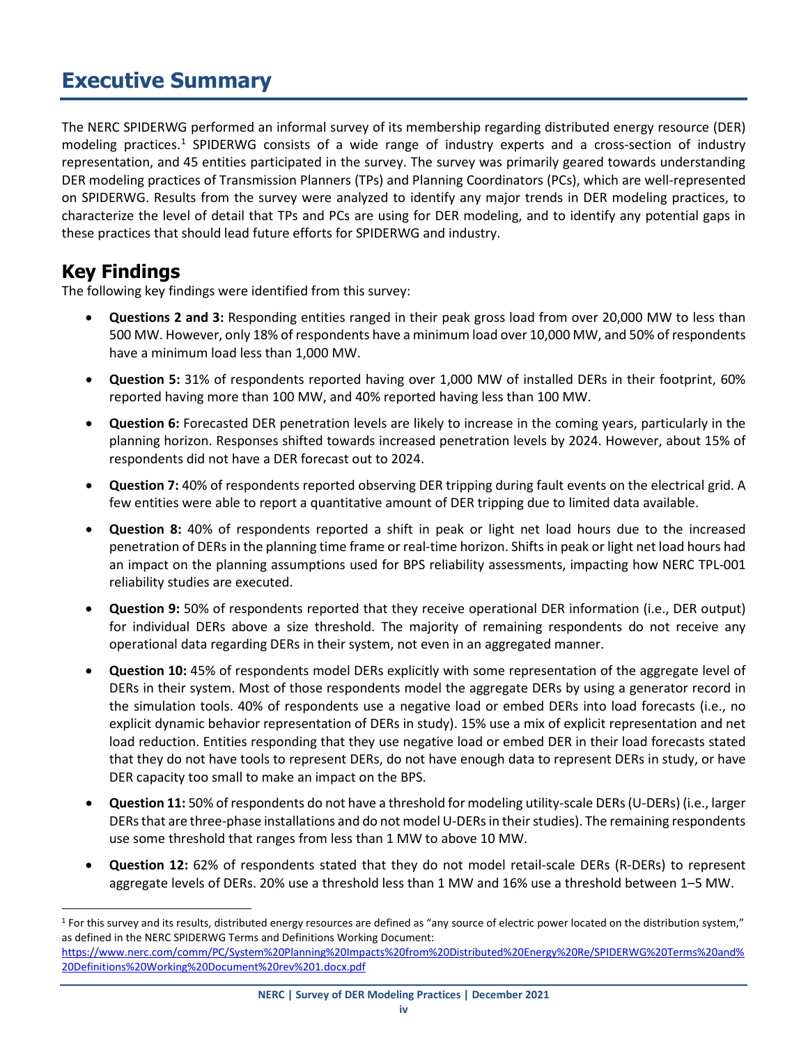# Executive Summary

The NERC SPIDERWG performed an informal survey of its membership regarding distributed energy resource (DER) modeling practices.[1] SPIDERWG consists of a wide range of industry experts and a cross-section of industry representation, and 45 entities participated in the survey. The survey was primarily geared towards understanding DER modeling practices of Transmission Planners (TPs) and Planning Coordinators (PCs), which are well-represented on SPIDERWG. Results from the survey were analyzed to identify any major trends in DER modeling practices, to characterize the level of detail that TPs and PCs are using for DER modeling, and to identify any potential gaps in these practices that should lead future efforts for SPIDERWG and industry.

## Key Findings

The following key findings were identified from this survey:

- **Questions 2 and 3:** Responding entities ranged in their peak gross load from over 20,000 MW to less than 500 MW. However, only 18% of respondents have a minimum load over 10,000 MW, and 50% of respondents have a minimum load less than 1,000 MW.
- **Question 5:** 31% of respondents reported having over 1,000 MW of installed DERs in their footprint, 60% reported having more than 100 MW, and 40% reported having less than 100 MW.
- **Question 6:** Forecasted DER penetration levels are likely to increase in the coming years, particularly in the planning horizon. Responses shifted towards increased penetration levels by 2024. However, about 15% of respondents did not have a DER forecast out to 2024.
- **Question 7:** 40% of respondents reported observing DER tripping during fault events on the electrical grid. A few entities were able to report a quantitative amount of DER tripping due to limited data available.
- **Question 8:** 40% of respondents reported a shift in peak or light net load hours due to the increased penetration of DERs in the planning time frame or real-time horizon. Shifts in peak or light net load hours had an impact on the planning assumptions used for BPS reliability assessments, impacting how NERC TPL-001 reliability studies are executed.
- **Question 9:** 50% of respondents reported that they receive operational DER information (i.e., DER output) for individual DERs above a size threshold. The majority of remaining respondents do not receive any operational data regarding DERs in their system, not even in an aggregated manner.
- **Question 10:** 45% of respondents model DERs explicitly with some representation of the aggregate level of DERs in their system. Most of those respondents model the aggregate DERs by using a generator record in the simulation tools. 40% of respondents use a negative load or embed DERs into load forecasts (i.e., no explicit dynamic behavior representation of DERs in study). 15% use a mix of explicit representation and net load reduction. Entities responding that they use negative load or embed DER in their load forecasts stated that they do not have tools to represent DERs, do not have enough data to represent DERs in study, or have DER capacity too small to make an impact on the BPS.
- **Question 11:** 50% of respondents do not have a threshold for modeling utility-scale DERs (U-DERs) (i.e., larger DERs that are three-phase installations and do not model U-DERs in their studies). The remaining respondents use some threshold that ranges from less than 1 MW to above 10 MW.
- **Question 12:** 62% of respondents stated that they do not model retail-scale DERs (R-DERs) to represent aggregate levels of DERs. 20% use a threshold less than 1 MW and 16% use a threshold between 1–5 MW.

[1] For this survey and its results, distributed energy resources are defined as "any source of electric power located on the distribution system," as defined in the NERC SPIDERWG Terms and Definitions Working Document: https://www.nerc.com/comm/PC/System%20Planning%20Impacts%20from%20Distributed%20Energy%20Re/SPIDERWG%20Terms%20and%20Definitions%20Working%20Document%20rev%201.docx.pdf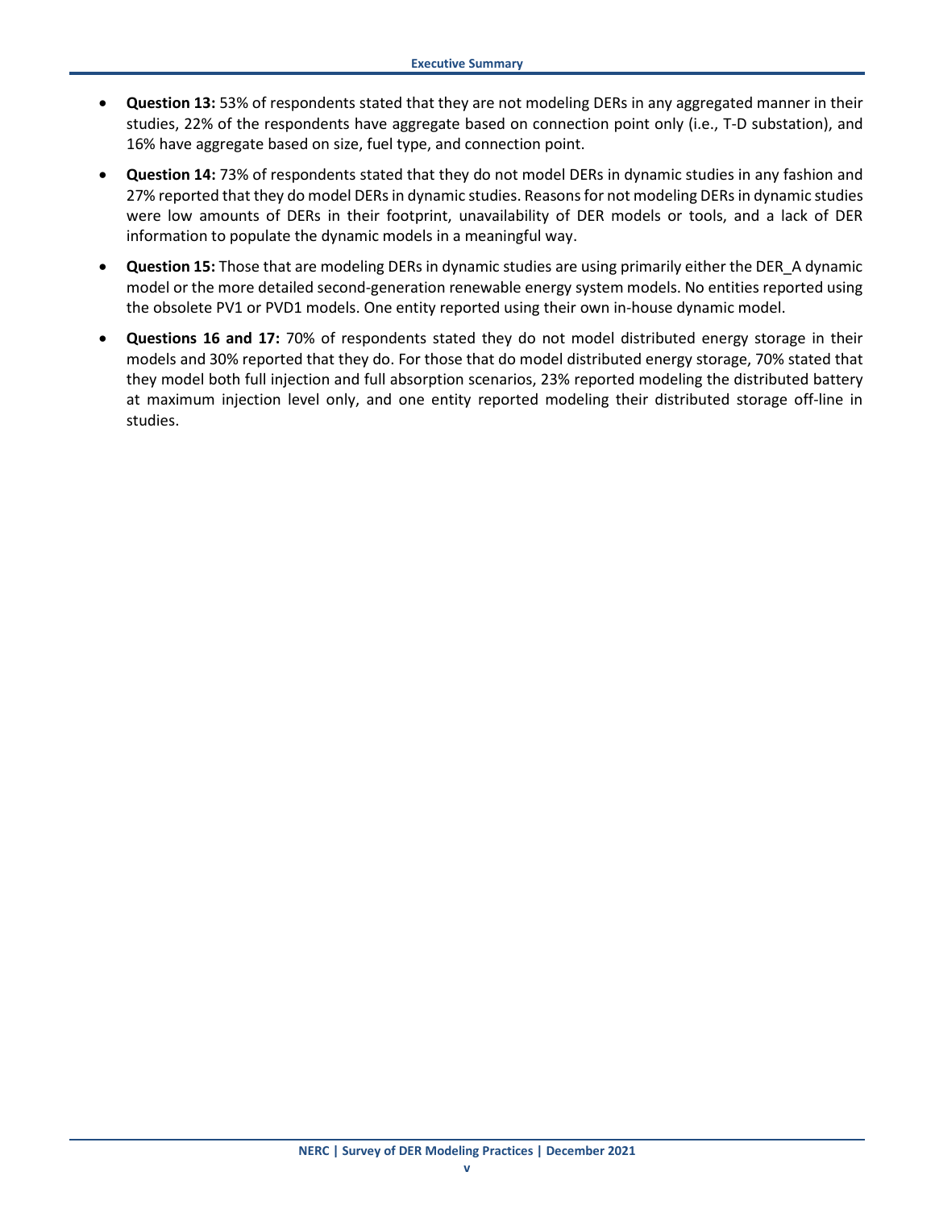- **Question 13:** 53% of respondents stated that they are not modeling DERs in any aggregated manner in their studies, 22% of the respondents have aggregate based on connection point only (i.e., T-D substation), and 16% have aggregate based on size, fuel type, and connection point.
- **Question 14:** 73% of respondents stated that they do not model DERs in dynamic studies in any fashion and 27% reported that they do model DERs in dynamic studies. Reasons for not modeling DERs in dynamic studies were low amounts of DERs in their footprint, unavailability of DER models or tools, and a lack of DER information to populate the dynamic models in a meaningful way.
- **Question 15:** Those that are modeling DERs in dynamic studies are using primarily either the DER_A dynamic model or the more detailed second-generation renewable energy system models. No entities reported using the obsolete PV1 or PVD1 models. One entity reported using their own in-house dynamic model.
- **Questions 16 and 17:** 70% of respondents stated they do not model distributed energy storage in their models and 30% reported that they do. For those that do model distributed energy storage, 70% stated that they model both full injection and full absorption scenarios, 23% reported modeling the distributed battery at maximum injection level only, and one entity reported modeling their distributed storage off-line in studies.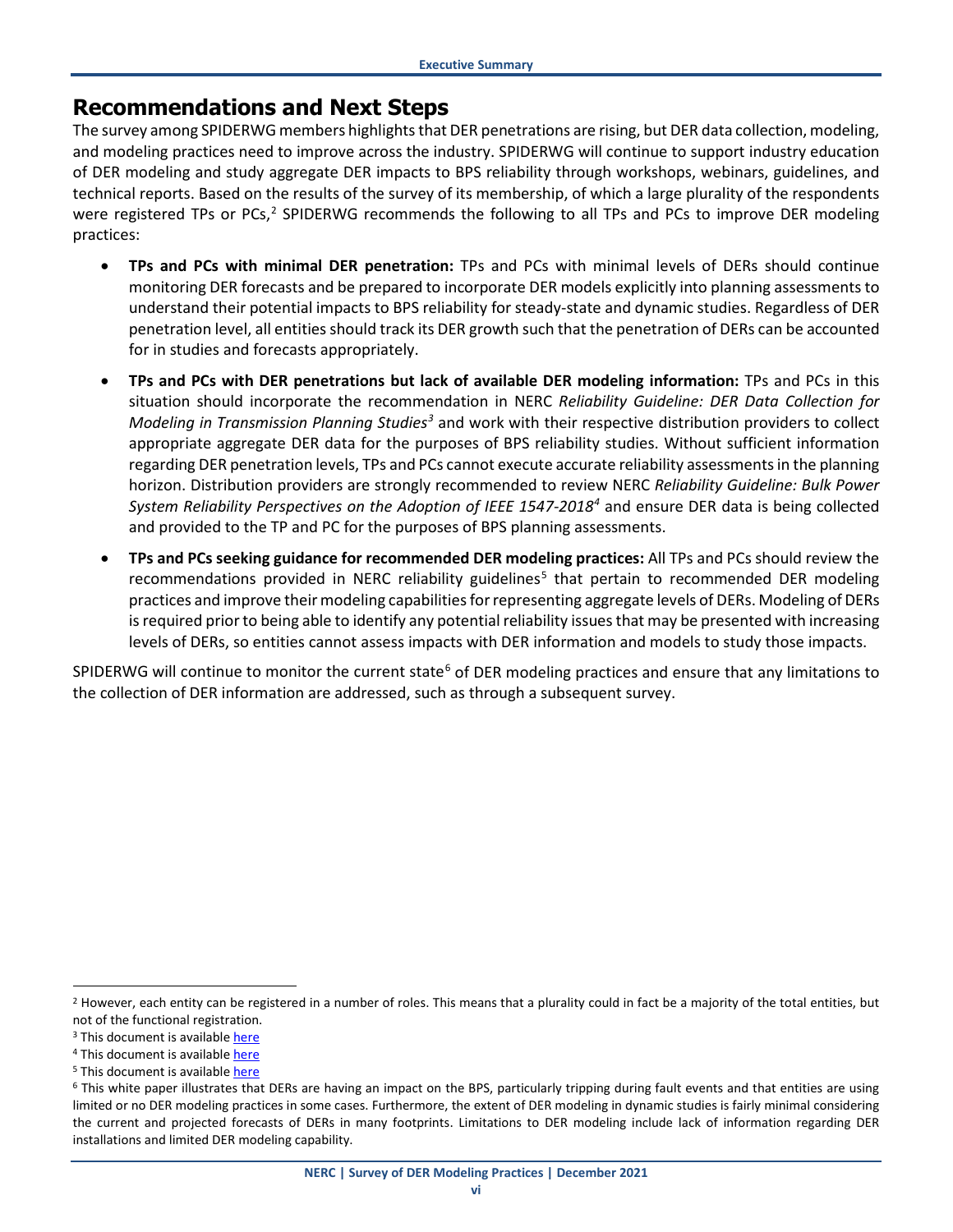## Recommendations and Next Steps

The survey among SPIDERWG members highlights that DER penetrations are rising, but DER data collection, modeling, and modeling practices need to improve across the industry. SPIDERWG will continue to support industry education of DER modeling and study aggregate DER impacts to BPS reliability through workshops, webinars, guidelines, and technical reports. Based on the results of the survey of its membership, of which a large plurality of the respondents were registered TPs or PCs,[2] SPIDERWG recommends the following to all TPs and PCs to improve DER modeling practices:

- **TPs and PCs with minimal DER penetration:** TPs and PCs with minimal levels of DERs should continue monitoring DER forecasts and be prepared to incorporate DER models explicitly into planning assessments to understand their potential impacts to BPS reliability for steady-state and dynamic studies. Regardless of DER penetration level, all entities should track its DER growth such that the penetration of DERs can be accounted for in studies and forecasts appropriately.
- **TPs and PCs with DER penetrations but lack of available DER modeling information:** TPs and PCs in this situation should incorporate the recommendation in NERC *Reliability Guideline: DER Data Collection for Modeling in Transmission Planning Studies*[3] and work with their respective distribution providers to collect appropriate aggregate DER data for the purposes of BPS reliability studies. Without sufficient information regarding DER penetration levels, TPs and PCs cannot execute accurate reliability assessments in the planning horizon. Distribution providers are strongly recommended to review NERC *Reliability Guideline: Bulk Power System Reliability Perspectives on the Adoption of IEEE 1547-2018*[4] and ensure DER data is being collected and provided to the TP and PC for the purposes of BPS planning assessments.
- **TPs and PCs seeking guidance for recommended DER modeling practices:** All TPs and PCs should review the recommendations provided in NERC reliability guidelines[5] that pertain to recommended DER modeling practices and improve their modeling capabilities for representing aggregate levels of DERs. Modeling of DERs is required prior to being able to identify any potential reliability issues that may be presented with increasing levels of DERs, so entities cannot assess impacts with DER information and models to study those impacts.

SPIDERWG will continue to monitor the current state[6] of DER modeling practices and ensure that any limitations to the collection of DER information are addressed, such as through a subsequent survey.

---

[2] However, each entity can be registered in a number of roles. This means that a plurality could in fact be a majority of the total entities, but not of the functional registration.

[3] This document is available here

[4] This document is available here

[5] This document is available here

[6] This white paper illustrates that DERs are having an impact on the BPS, particularly tripping during fault events and that entities are using limited or no DER modeling practices in some cases. Furthermore, the extent of DER modeling in dynamic studies is fairly minimal considering the current and projected forecasts of DERs in many footprints. Limitations to DER modeling include lack of information regarding DER installations and limited DER modeling capability.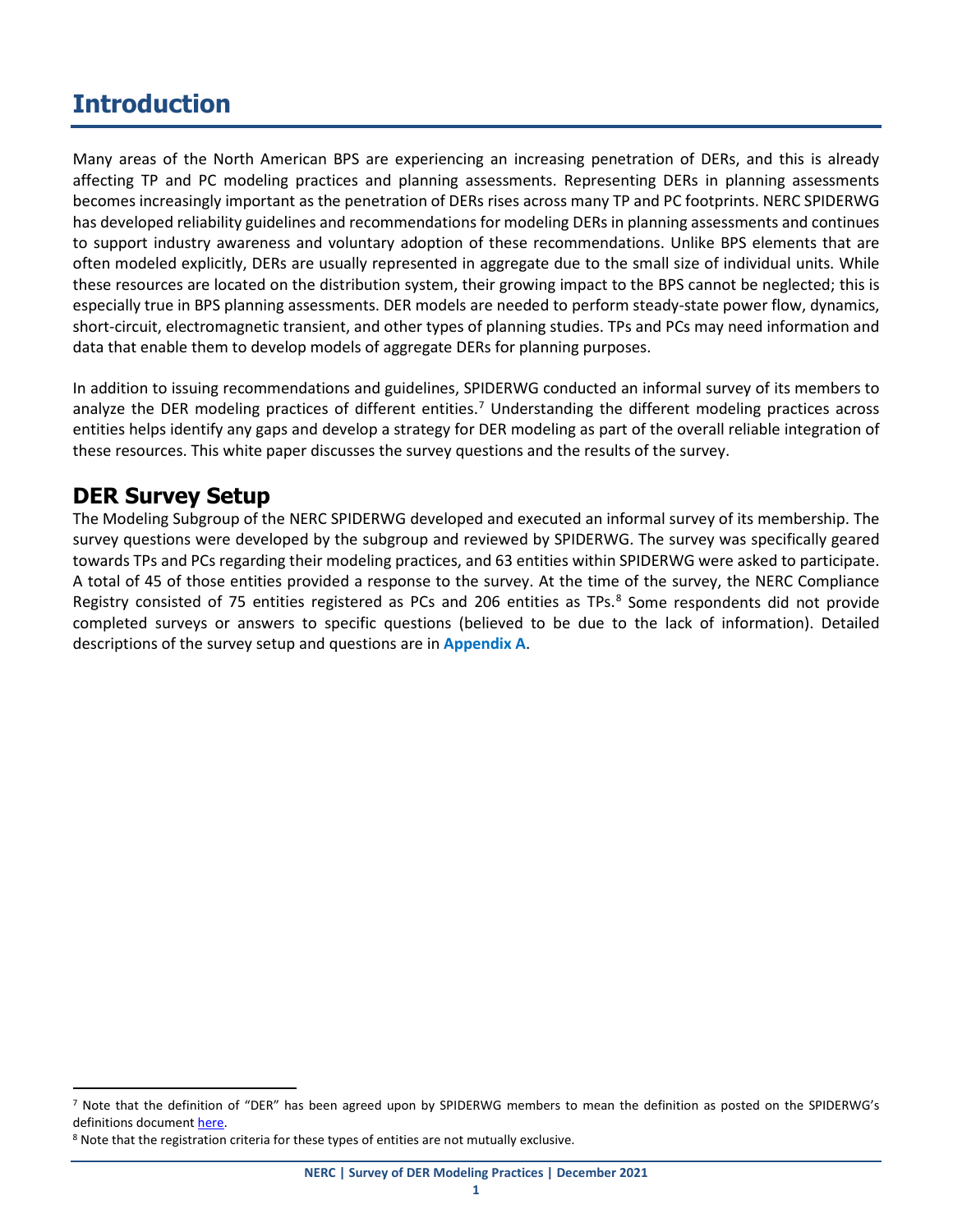# Introduction

Many areas of the North American BPS are experiencing an increasing penetration of DERs, and this is already affecting TP and PC modeling practices and planning assessments. Representing DERs in planning assessments becomes increasingly important as the penetration of DERs rises across many TP and PC footprints. NERC SPIDERWG has developed reliability guidelines and recommendations for modeling DERs in planning assessments and continues to support industry awareness and voluntary adoption of these recommendations. Unlike BPS elements that are often modeled explicitly, DERs are usually represented in aggregate due to the small size of individual units. While these resources are located on the distribution system, their growing impact to the BPS cannot be neglected; this is especially true in BPS planning assessments. DER models are needed to perform steady-state power flow, dynamics, short-circuit, electromagnetic transient, and other types of planning studies. TPs and PCs may need information and data that enable them to develop models of aggregate DERs for planning purposes.

In addition to issuing recommendations and guidelines, SPIDERWG conducted an informal survey of its members to analyze the DER modeling practices of different entities.[7] Understanding the different modeling practices across entities helps identify any gaps and develop a strategy for DER modeling as part of the overall reliable integration of these resources. This white paper discusses the survey questions and the results of the survey.

## DER Survey Setup

The Modeling Subgroup of the NERC SPIDERWG developed and executed an informal survey of its membership. The survey questions were developed by the subgroup and reviewed by SPIDERWG. The survey was specifically geared towards TPs and PCs regarding their modeling practices, and 63 entities within SPIDERWG were asked to participate. A total of 45 of those entities provided a response to the survey. At the time of the survey, the NERC Compliance Registry consisted of 75 entities registered as PCs and 206 entities as TPs.[8] Some respondents did not provide completed surveys or answers to specific questions (believed to be due to the lack of information). Detailed descriptions of the survey setup and questions are in **Appendix A**.

---

[7] Note that the definition of "DER" has been agreed upon by SPIDERWG members to mean the definition as posted on the SPIDERWG's definitions document here.

[8] Note that the registration criteria for these types of entities are not mutually exclusive.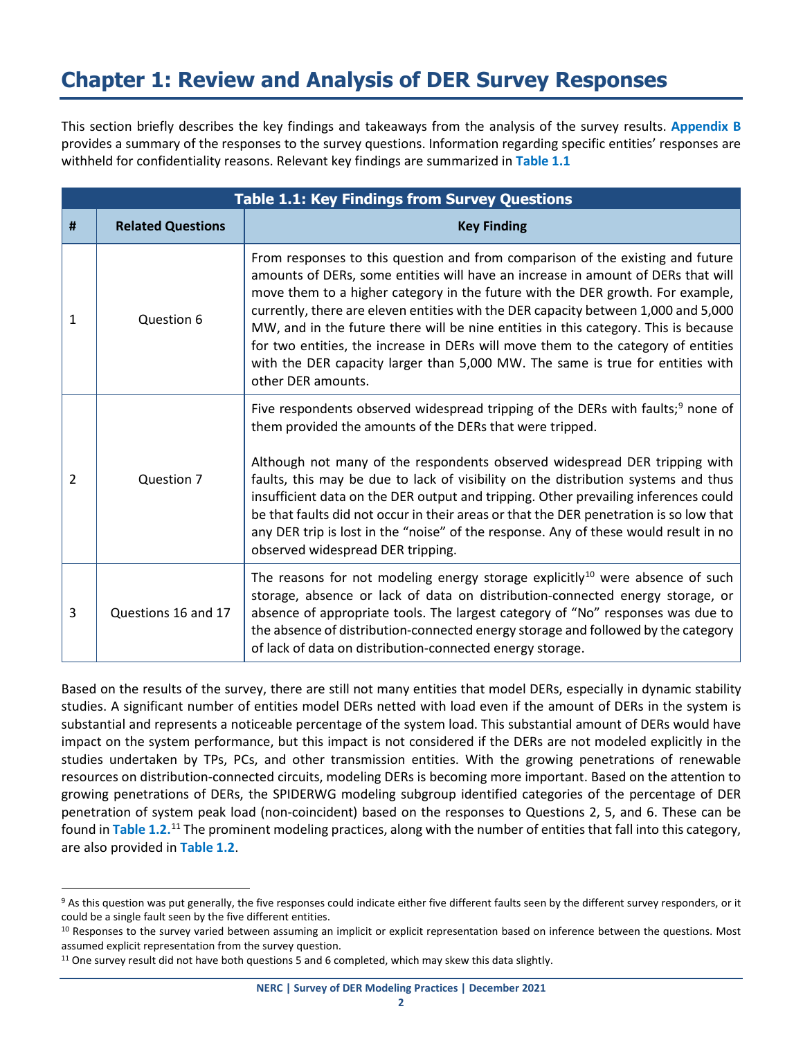# Chapter 1: Review and Analysis of DER Survey Responses

This section briefly describes the key findings and takeaways from the analysis of the survey results. **Appendix B** provides a summary of the responses to the survey questions. Information regarding specific entities' responses are withheld for confidentiality reasons. Relevant key findings are summarized in **Table 1.1**

| **Table 1.1: Key Findings from Survey Questions** | | |
|---|---|---|
| **#** | **Related Questions** | **Key Finding** |
| 1 | Question 6 | From responses to this question and from comparison of the existing and future amounts of DERs, some entities will have an increase in amount of DERs that will move them to a higher category in the future with the DER growth. For example, currently, there are eleven entities with the DER capacity between 1,000 and 5,000 MW, and in the future there will be nine entities in this category. This is because for two entities, the increase in DERs will move them to the category of entities with the DER capacity larger than 5,000 MW. The same is true for entities with other DER amounts. |
| 2 | Question 7 | Five respondents observed widespread tripping of the DERs with faults;[9] none of them provided the amounts of the DERs that were tripped.<br><br>Although not many of the respondents observed widespread DER tripping with faults, this may be due to lack of visibility on the distribution systems and thus insufficient data on the DER output and tripping. Other prevailing inferences could be that faults did not occur in their areas or that the DER penetration is so low that any DER trip is lost in the "noise" of the response. Any of these would result in no observed widespread DER tripping. |
| 3 | Questions 16 and 17 | The reasons for not modeling energy storage explicitly[10] were absence of such storage, absence or lack of data on distribution-connected energy storage, or absence of appropriate tools. The largest category of "No" responses was due to the absence of distribution-connected energy storage and followed by the category of lack of data on distribution-connected energy storage. |

Based on the results of the survey, there are still not many entities that model DERs, especially in dynamic stability studies. A significant number of entities model DERs netted with load even if the amount of DERs in the system is substantial and represents a noticeable percentage of the system load. This substantial amount of DERs would have impact on the system performance, but this impact is not considered if the DERs are not modeled explicitly in the studies undertaken by TPs, PCs, and other transmission entities. With the growing penetrations of renewable resources on distribution-connected circuits, modeling DERs is becoming more important. Based on the attention to growing penetrations of DERs, the SPIDERWG modeling subgroup identified categories of the percentage of DER penetration of system peak load (non-coincident) based on the responses to Questions 2, 5, and 6. These can be found in **Table 1.2**.[11] The prominent modeling practices, along with the number of entities that fall into this category, are also provided in **Table 1.2**.

[9] As this question was put generally, the five responses could indicate either five different faults seen by the different survey responders, or it could be a single fault seen by the five different entities.

[10] Responses to the survey varied between assuming an implicit or explicit representation based on inference between the questions. Most assumed explicit representation from the survey question.

[11] One survey result did not have both questions 5 and 6 completed, which may skew this data slightly.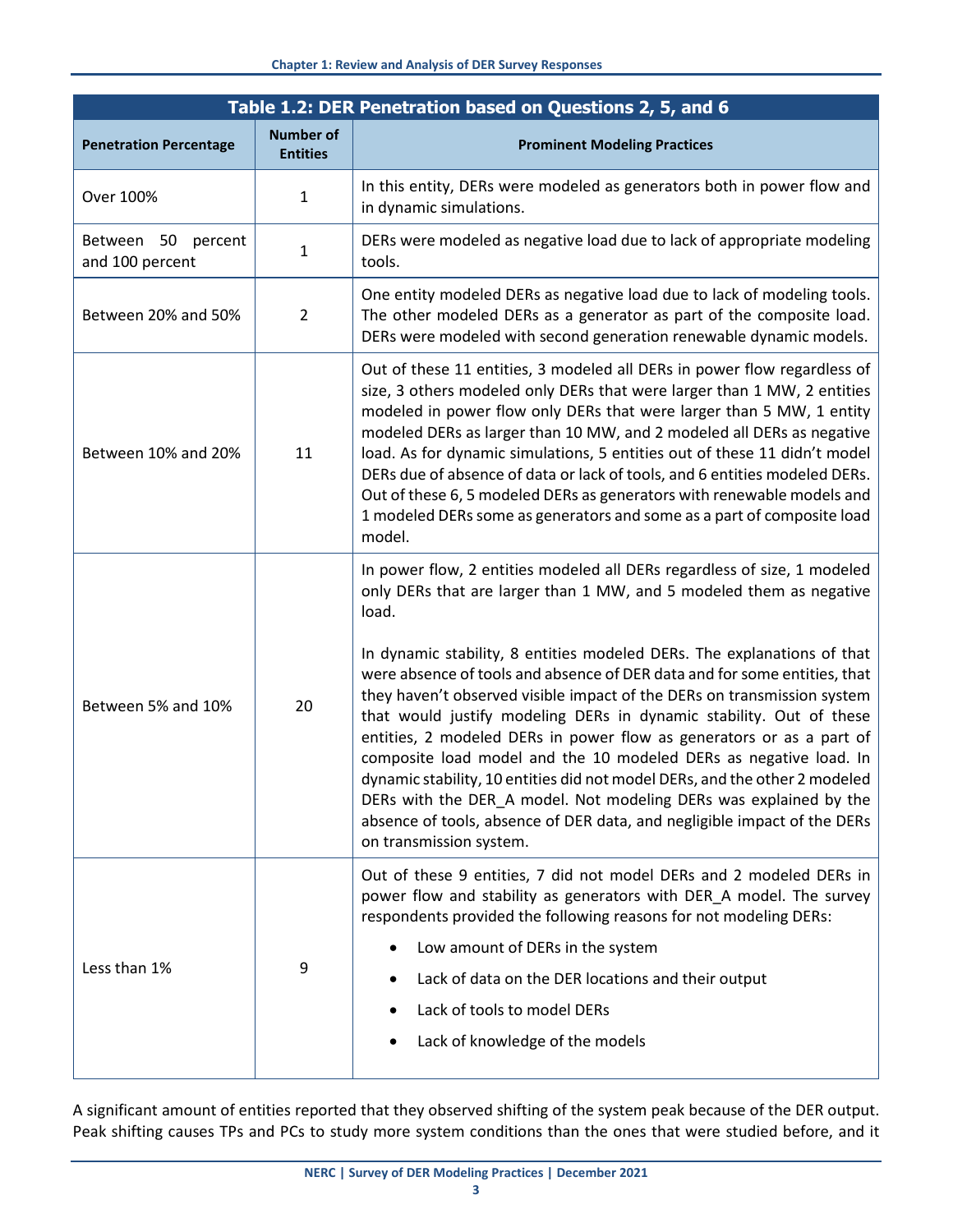**Table 1.2: DER Penetration based on Questions 2, 5, and 6**

| Penetration Percentage | Number of Entities | Prominent Modeling Practices |
|---|---|---|
| Over 100% | 1 | In this entity, DERs were modeled as generators both in power flow and in dynamic simulations. |
| Between 50 percent and 100 percent | 1 | DERs were modeled as negative load due to lack of appropriate modeling tools. |
| Between 20% and 50% | 2 | One entity modeled DERs as negative load due to lack of modeling tools. The other modeled DERs as a generator as part of the composite load. DERs were modeled with second generation renewable dynamic models. |
| Between 10% and 20% | 11 | Out of these 11 entities, 3 modeled all DERs in power flow regardless of size, 3 others modeled only DERs that were larger than 1 MW, 2 entities modeled in power flow only DERs that were larger than 5 MW, 1 entity modeled DERs as larger than 10 MW, and 2 modeled all DERs as negative load. As for dynamic simulations, 5 entities out of these 11 didn't model DERs due of absence of data or lack of tools, and 6 entities modeled DERs. Out of these 6, 5 modeled DERs as generators with renewable models and 1 modeled DERs some as generators and some as a part of composite load model. |
| Between 5% and 10% | 20 | In power flow, 2 entities modeled all DERs regardless of size, 1 modeled only DERs that are larger than 1 MW, and 5 modeled them as negative load.<br><br>In dynamic stability, 8 entities modeled DERs. The explanations of that were absence of tools and absence of DER data and for some entities, that they haven't observed visible impact of the DERs on transmission system that would justify modeling DERs in dynamic stability. Out of these entities, 2 modeled DERs in power flow as generators or as a part of composite load model and the 10 modeled DERs as negative load. In dynamic stability, 10 entities did not model DERs, and the other 2 modeled DERs with the DER_A model. Not modeling DERs was explained by the absence of tools, absence of DER data, and negligible impact of the DERs on transmission system. |
| Less than 1% | 9 | Out of these 9 entities, 7 did not model DERs and 2 modeled DERs in power flow and stability as generators with DER_A model. The survey respondents provided the following reasons for not modeling DERs:<br>• Low amount of DERs in the system<br>• Lack of data on the DER locations and their output<br>• Lack of tools to model DERs<br>• Lack of knowledge of the models |

A significant amount of entities reported that they observed shifting of the system peak because of the DER output. Peak shifting causes TPs and PCs to study more system conditions than the ones that were studied before, and it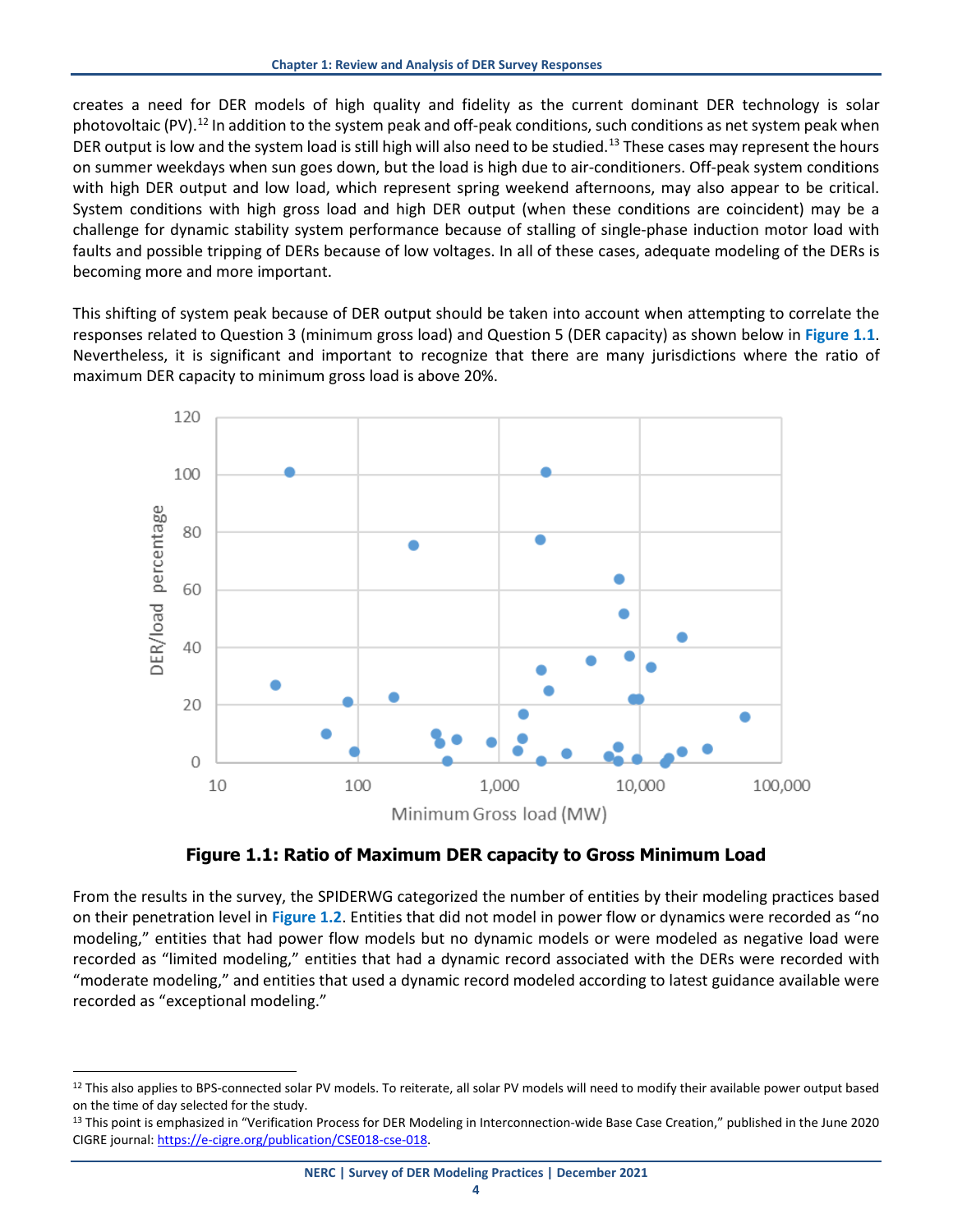creates a need for DER models of high quality and fidelity as the current dominant DER technology is solar photovoltaic (PV).[12] In addition to the system peak and off-peak conditions, such conditions as net system peak when DER output is low and the system load is still high will also need to be studied.[13] These cases may represent the hours on summer weekdays when sun goes down, but the load is high due to air-conditioners. Off-peak system conditions with high DER output and low load, which represent spring weekend afternoons, may also appear to be critical. System conditions with high gross load and high DER output (when these conditions are coincident) may be a challenge for dynamic stability system performance because of stalling of single-phase induction motor load with faults and possible tripping of DERs because of low voltages. In all of these cases, adequate modeling of the DERs is becoming more and more important.

This shifting of system peak because of DER output should be taken into account when attempting to correlate the responses related to Question 3 (minimum gross load) and Question 5 (DER capacity) as shown below in **Figure 1.1**. Nevertheless, it is significant and important to recognize that there are many jurisdictions where the ratio of maximum DER capacity to minimum gross load is above 20%.

**Figure 1.1: Ratio of Maximum DER capacity to Gross Minimum Load**

From the results in the survey, the SPIDERWG categorized the number of entities by their modeling practices based on their penetration level in **Figure 1.2**. Entities that did not model in power flow or dynamics were recorded as "no modeling," entities that had power flow models but no dynamic models or were modeled as negative load were recorded as "limited modeling," entities that had a dynamic record associated with the DERs were recorded with "moderate modeling," and entities that used a dynamic record modeled according to latest guidance available were recorded as "exceptional modeling."

[12] This also applies to BPS-connected solar PV models. To reiterate, all solar PV models will need to modify their available power output based on the time of day selected for the study.

[13] This point is emphasized in "Verification Process for DER Modeling in Interconnection-wide Base Case Creation," published in the June 2020 CIGRE journal: https://e-cigre.org/publication/CSE018-cse-018.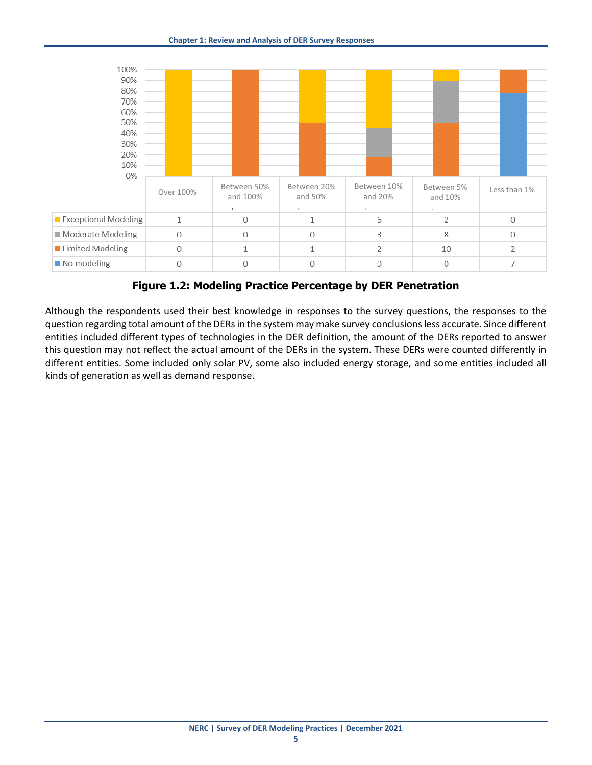| | Over 100% | Between 50% and 100% | Between 20% and 50% | Between 10% and 20% | Between 5% and 10% | Less than 1% |
|---|---|---|---|---|---|---|
| Exceptional Modeling | 1 | 0 | 1 | 6 | 2 | 0 |
| Moderate Modeling | 0 | 0 | 0 | 3 | 8 | 0 |
| Limited Modeling | 0 | 1 | 1 | 2 | 10 | 2 |
| No modeling | 0 | 0 | 0 | 0 | 0 | 7 |

**Figure 1.2: Modeling Practice Percentage by DER Penetration**

Although the respondents used their best knowledge in responses to the survey questions, the responses to the question regarding total amount of the DERs in the system may make survey conclusions less accurate. Since different entities included different types of technologies in the DER definition, the amount of the DERs reported to answer this question may not reflect the actual amount of the DERs in the system. These DERs were counted differently in different entities. Some included only solar PV, some also included energy storage, and some entities included all kinds of generation as well as demand response.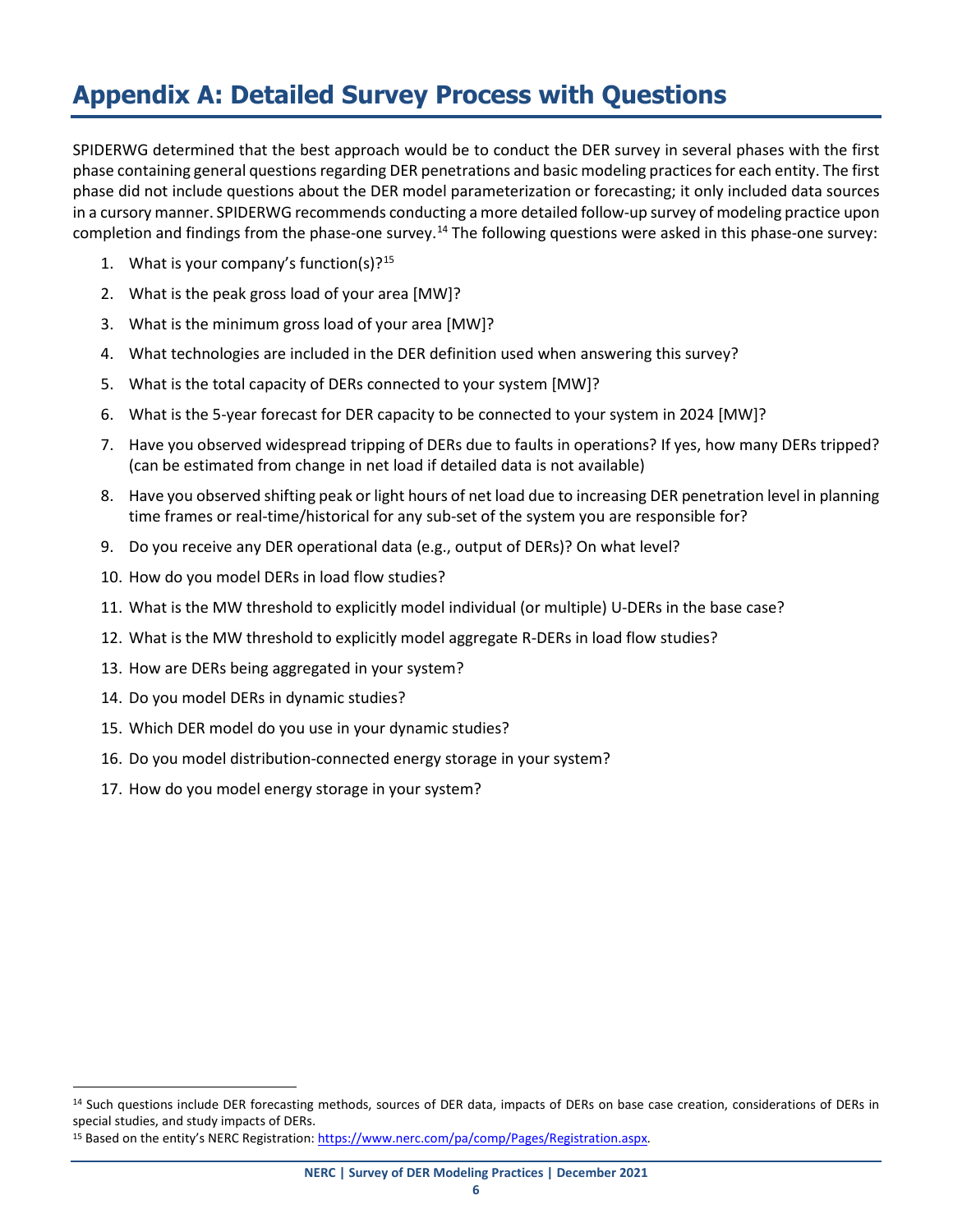# Appendix A: Detailed Survey Process with Questions

SPIDERWG determined that the best approach would be to conduct the DER survey in several phases with the first phase containing general questions regarding DER penetrations and basic modeling practices for each entity. The first phase did not include questions about the DER model parameterization or forecasting; it only included data sources in a cursory manner. SPIDERWG recommends conducting a more detailed follow-up survey of modeling practice upon completion and findings from the phase-one survey.[14] The following questions were asked in this phase-one survey:

1. What is your company's function(s)?[15]
2. What is the peak gross load of your area [MW]?
3. What is the minimum gross load of your area [MW]?
4. What technologies are included in the DER definition used when answering this survey?
5. What is the total capacity of DERs connected to your system [MW]?
6. What is the 5-year forecast for DER capacity to be connected to your system in 2024 [MW]?
7. Have you observed widespread tripping of DERs due to faults in operations? If yes, how many DERs tripped? (can be estimated from change in net load if detailed data is not available)
8. Have you observed shifting peak or light hours of net load due to increasing DER penetration level in planning time frames or real-time/historical for any sub-set of the system you are responsible for?
9. Do you receive any DER operational data (e.g., output of DERs)? On what level?
10. How do you model DERs in load flow studies?
11. What is the MW threshold to explicitly model individual (or multiple) U-DERs in the base case?
12. What is the MW threshold to explicitly model aggregate R-DERs in load flow studies?
13. How are DERs being aggregated in your system?
14. Do you model DERs in dynamic studies?
15. Which DER model do you use in your dynamic studies?
16. Do you model distribution-connected energy storage in your system?
17. How do you model energy storage in your system?

[14] Such questions include DER forecasting methods, sources of DER data, impacts of DERs on base case creation, considerations of DERs in special studies, and study impacts of DERs.

[15] Based on the entity's NERC Registration: https://www.nerc.com/pa/comp/Pages/Registration.aspx.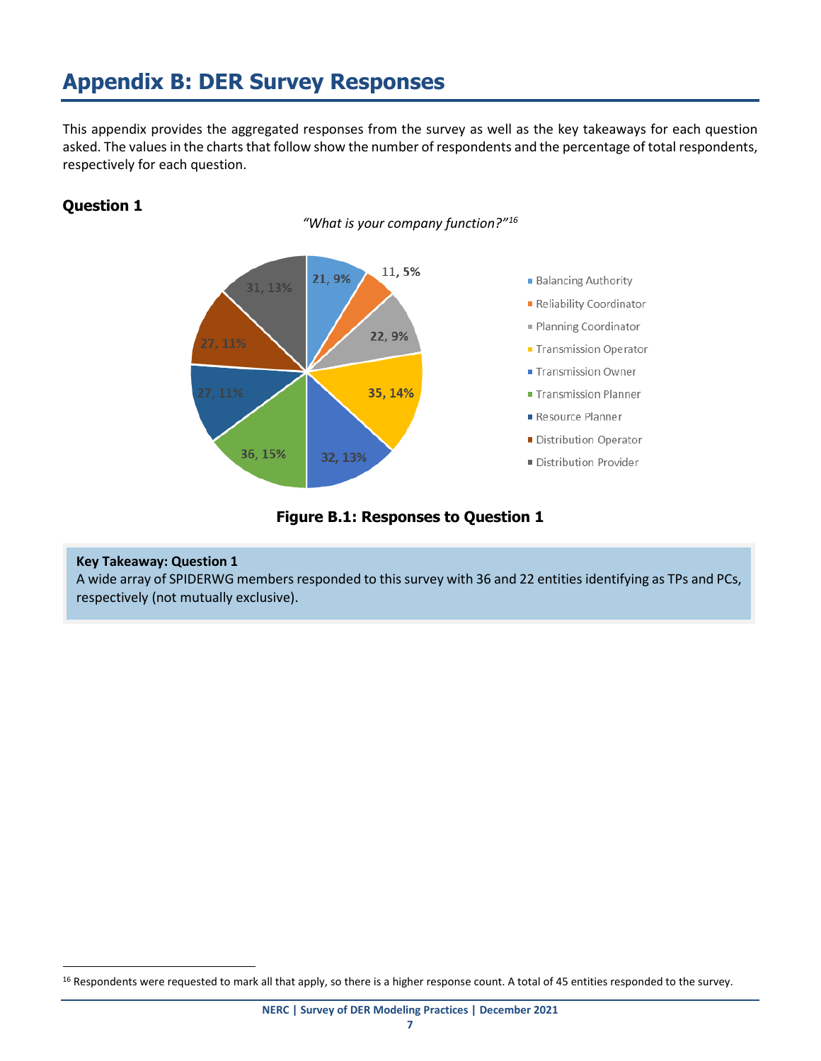# Appendix B: DER Survey Responses

This appendix provides the aggregated responses from the survey as well as the key takeaways for each question asked. The values in the charts that follow show the number of respondents and the percentage of total respondents, respectively for each question.

## Question 1

*"What is your company function?"[16]*

| Company Function | Respondents | Percentage |
|---|---|---|
| Balancing Authority | 21 | 9% |
| Reliability Coordinator | 11 | 5% |
| Planning Coordinator | 22 | 9% |
| Transmission Operator | 35 | 14% |
| Transmission Owner | 32 | 13% |
| Transmission Planner | 36 | 15% |
| Resource Planner | 27 | 11% |
| Distribution Operator | 27 | 11% |
| Distribution Provider | 31 | 13% |

**Figure B.1: Responses to Question 1**

> **Key Takeaway: Question 1**
> A wide array of SPIDERWG members responded to this survey with 36 and 22 entities identifying as TPs and PCs, respectively (not mutually exclusive).

[16] Respondents were requested to mark all that apply, so there is a higher response count. A total of 45 entities responded to the survey.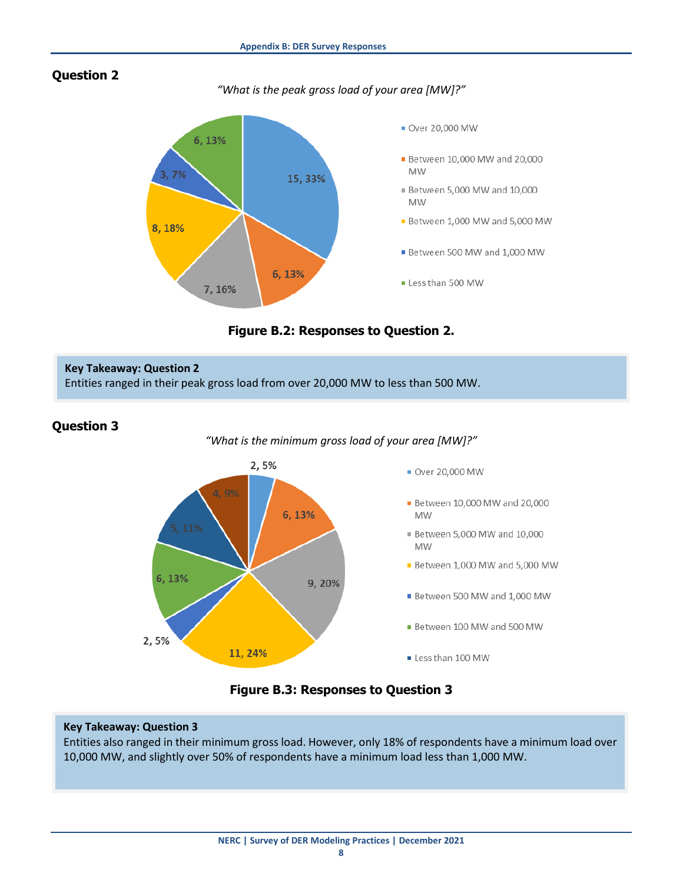## Question 2

*"What is the peak gross load of your area [MW]?"*

- Over 20,000 MW: 15, 33%
- Between 10,000 MW and 20,000 MW: 6, 13%
- Between 5,000 MW and 10,000 MW: 7, 16%
- Between 1,000 MW and 5,000 MW: 8, 18%
- Between 500 MW and 1,000 MW: 3, 7%
- Less than 500 MW: 6, 13%

**Figure B.2: Responses to Question 2.**

**Key Takeaway: Question 2**
Entities ranged in their peak gross load from over 20,000 MW to less than 500 MW.

## Question 3

*"What is the minimum gross load of your area [MW]?"*

- Over 20,000 MW: 2, 5%
- Between 10,000 MW and 20,000 MW: 6, 13%
- Between 5,000 MW and 10,000 MW: 9, 20%
- Between 1,000 MW and 5,000 MW: 11, 24%
- Between 500 MW and 1,000 MW: 2, 5%
- Between 100 MW and 500 MW: 6, 13%
- Less than 100 MW: 5, 11%
- 4, 9%

**Figure B.3: Responses to Question 3**

**Key Takeaway: Question 3**
Entities also ranged in their minimum gross load. However, only 18% of respondents have a minimum load over 10,000 MW, and slightly over 50% of respondents have a minimum load less than 1,000 MW.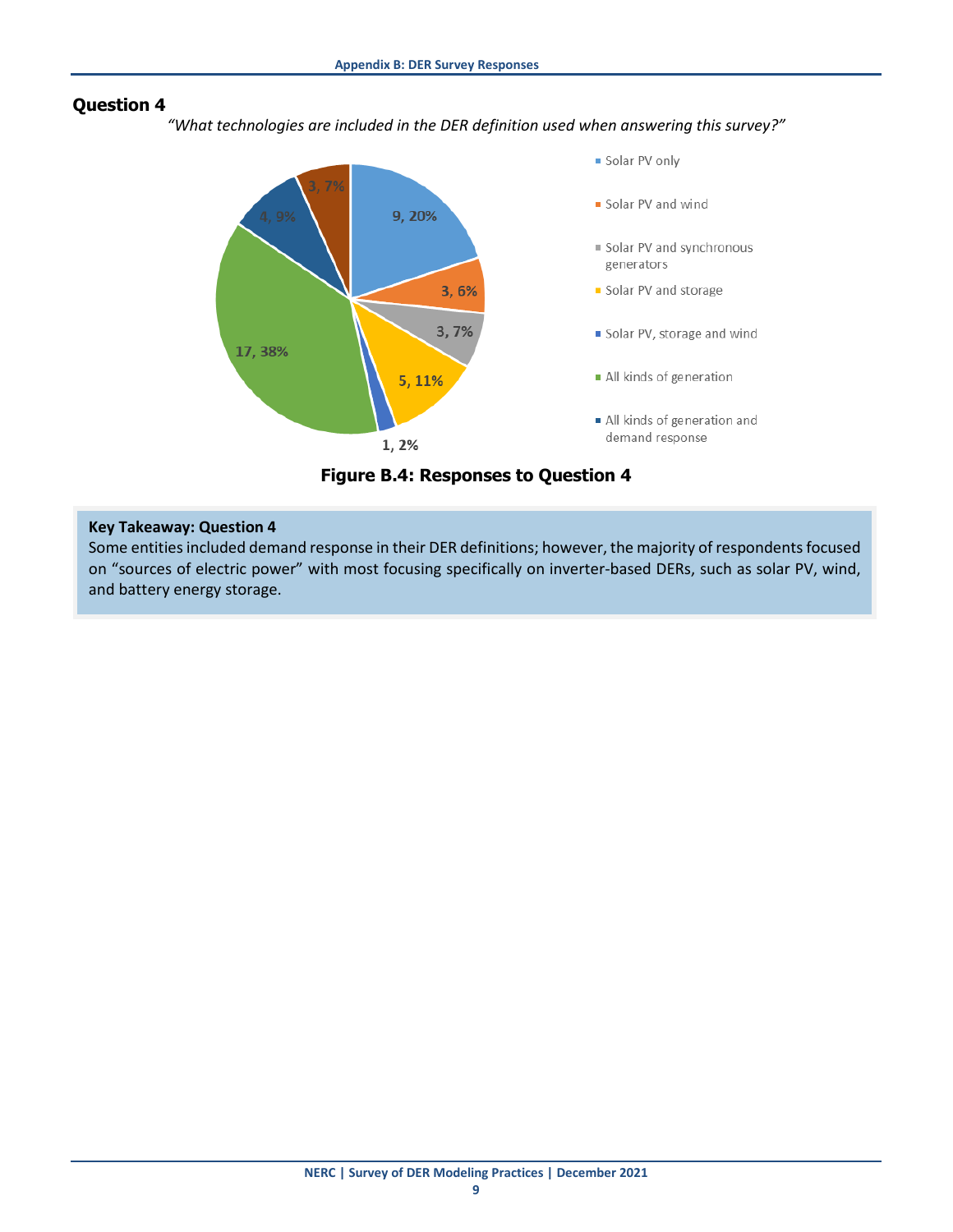## Question 4

*"What technologies are included in the DER definition used when answering this survey?"*

| Response | Count | Percent |
|---|---|---|
| Solar PV only | 9 | 20% |
| Solar PV and wind | 3 | 6% |
| Solar PV and synchronous generators | 3 | 7% |
| Solar PV and storage | 5 | 11% |
| Solar PV, storage and wind | 1 | 2% |
| All kinds of generation | 17 | 38% |
| All kinds of generation and demand response | 4 | 9% |
| (unlabeled) | 3 | 7% |

**Figure B.4: Responses to Question 4**

> **Key Takeaway: Question 4**
> Some entities included demand response in their DER definitions; however, the majority of respondents focused on "sources of electric power" with most focusing specifically on inverter-based DERs, such as solar PV, wind, and battery energy storage.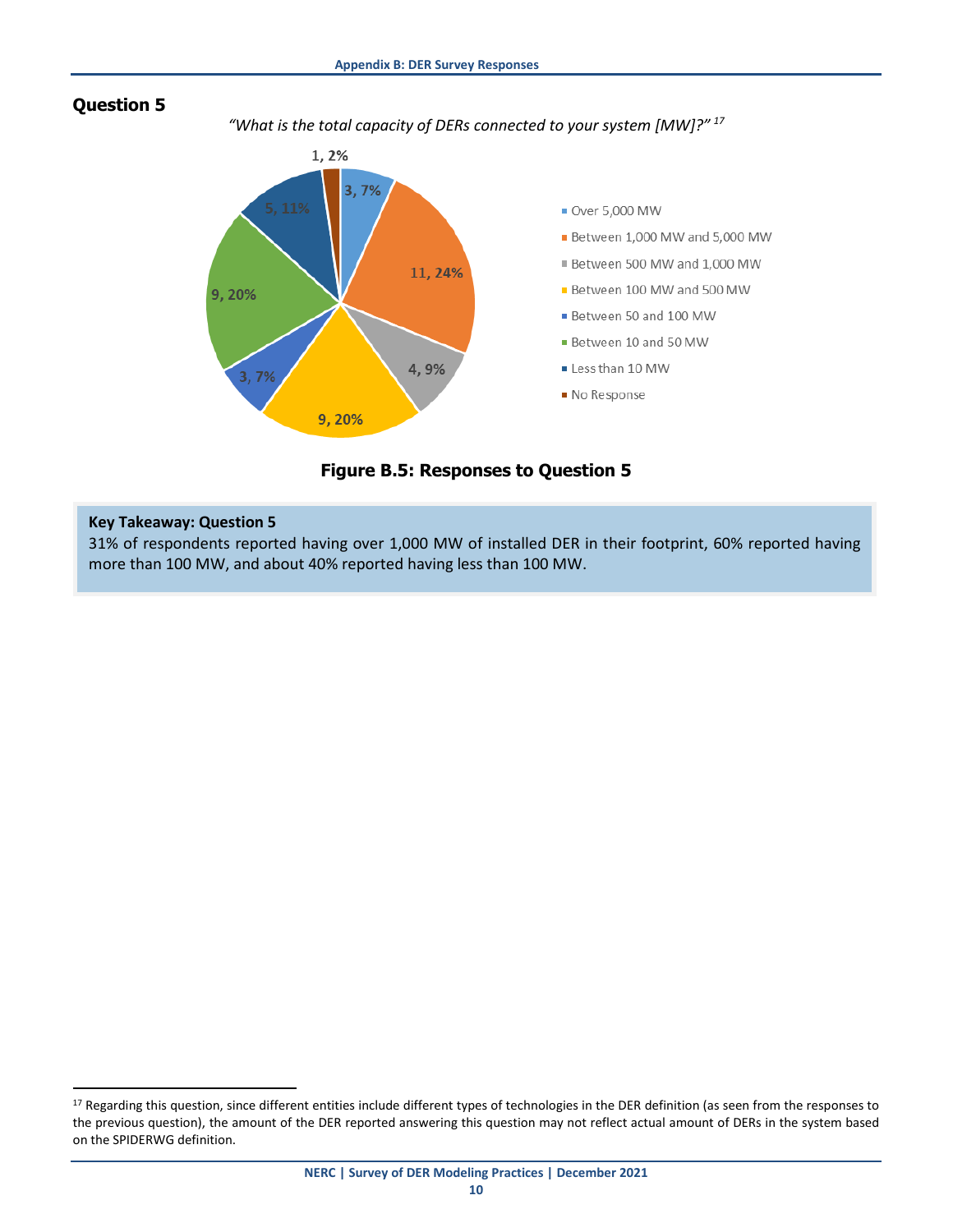## Question 5

*"What is the total capacity of DERs connected to your system [MW]?"* [17]

| Response | Count, Percentage |
|---|---|
| Over 5,000 MW | 3, 7% |
| Between 1,000 MW and 5,000 MW | 11, 24% |
| Between 500 MW and 1,000 MW | 4, 9% |
| Between 100 MW and 500 MW | 9, 20% |
| Between 50 and 100 MW | 3, 7% |
| Between 10 and 50 MW | 9, 20% |
| Less than 10 MW | 5, 11% |
| No Response | 1, 2% |

**Figure B.5: Responses to Question 5**

**Key Takeaway: Question 5**

31% of respondents reported having over 1,000 MW of installed DER in their footprint, 60% reported having more than 100 MW, and about 40% reported having less than 100 MW.

[17] Regarding this question, since different entities include different types of technologies in the DER definition (as seen from the responses to the previous question), the amount of the DER reported answering this question may not reflect actual amount of DERs in the system based on the SPIDERWG definition.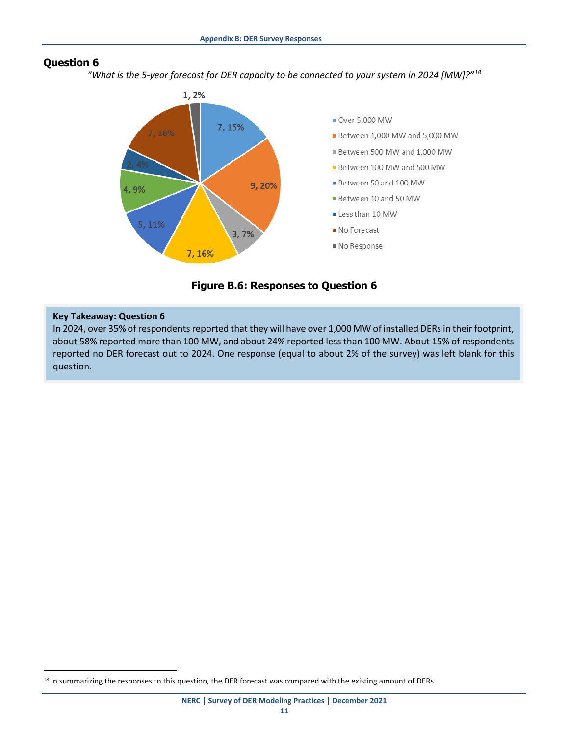## Question 6

*"What is the 5-year forecast for DER capacity to be connected to your system in 2024 [MW]?"*[18]

| Response | Count | Percent |
|---|---|---|
| Over 5,000 MW | 7 | 15% |
| Between 1,000 MW and 5,000 MW | 9 | 20% |
| Between 500 MW and 1,000 MW | 3 | 7% |
| Between 100 MW and 500 MW | 7 | 16% |
| Between 50 and 100 MW | 5 | 11% |
| Between 10 and 50 MW | 4 | 9% |
| Less than 10 MW | 2 | 4% |
| No Forecast | 7 | 16% |
| No Response | 1 | 2% |

**Figure B.6: Responses to Question 6**

**Key Takeaway: Question 6**

In 2024, over 35% of respondents reported that they will have over 1,000 MW of installed DERs in their footprint, about 58% reported more than 100 MW, and about 24% reported less than 100 MW. About 15% of respondents reported no DER forecast out to 2024. One response (equal to about 2% of the survey) was left blank for this question.

[18] In summarizing the responses to this question, the DER forecast was compared with the existing amount of DERs.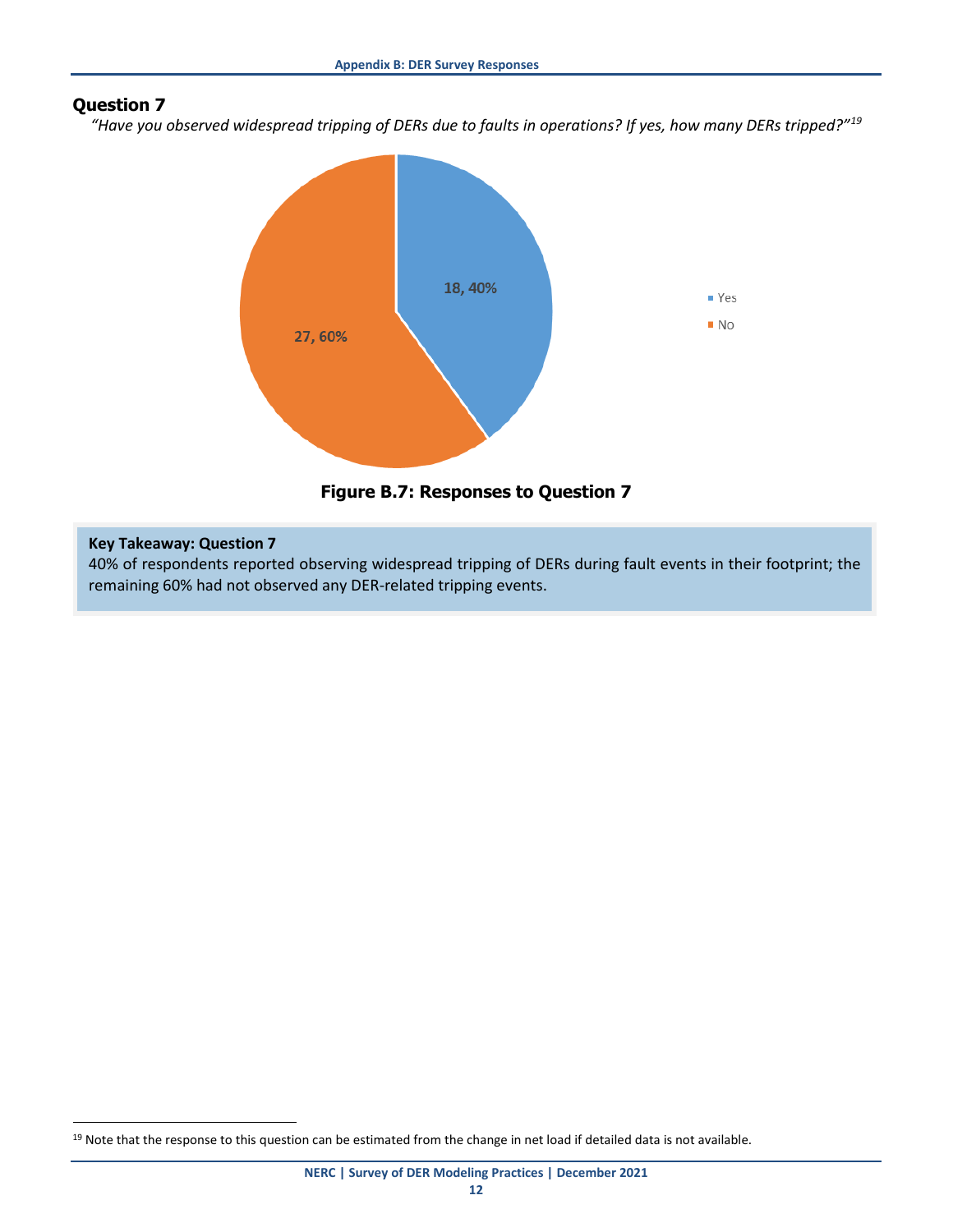## Question 7

*"Have you observed widespread tripping of DERs due to faults in operations? If yes, how many DERs tripped?"*[19]

Figure B.7: Responses to Question 7

**Key Takeaway: Question 7**
40% of respondents reported observing widespread tripping of DERs during fault events in their footprint; the remaining 60% had not observed any DER-related tripping events.

[19] Note that the response to this question can be estimated from the change in net load if detailed data is not available.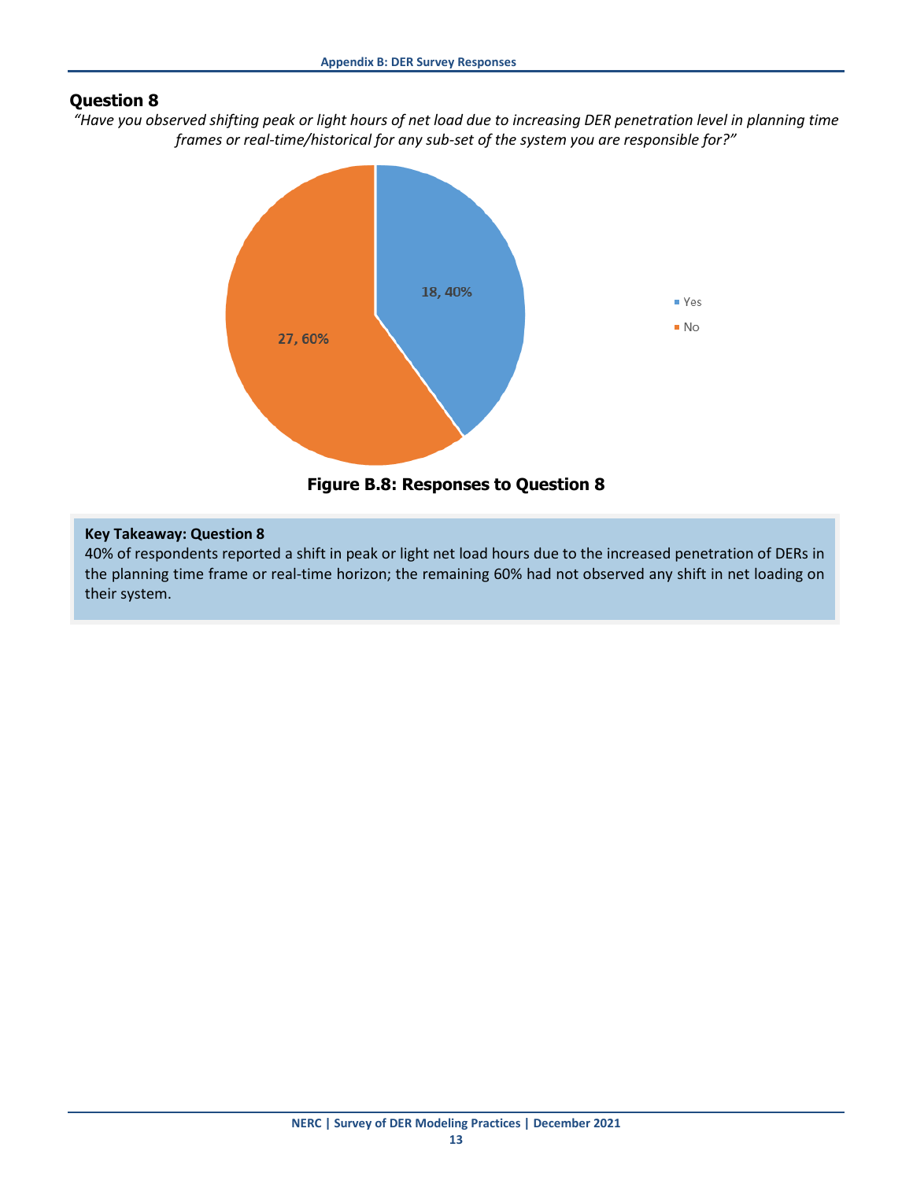## Question 8

*"Have you observed shifting peak or light hours of net load due to increasing DER penetration level in planning time frames or real-time/historical for any sub-set of the system you are responsible for?"*

**Figure B.8: Responses to Question 8**

| Response | Count | Percentage |
|---|---|---|
| Yes | 18 | 40% |
| No | 27 | 60% |

**Key Takeaway: Question 8**

40% of respondents reported a shift in peak or light net load hours due to the increased penetration of DERs in the planning time frame or real-time horizon; the remaining 60% had not observed any shift in net loading on their system.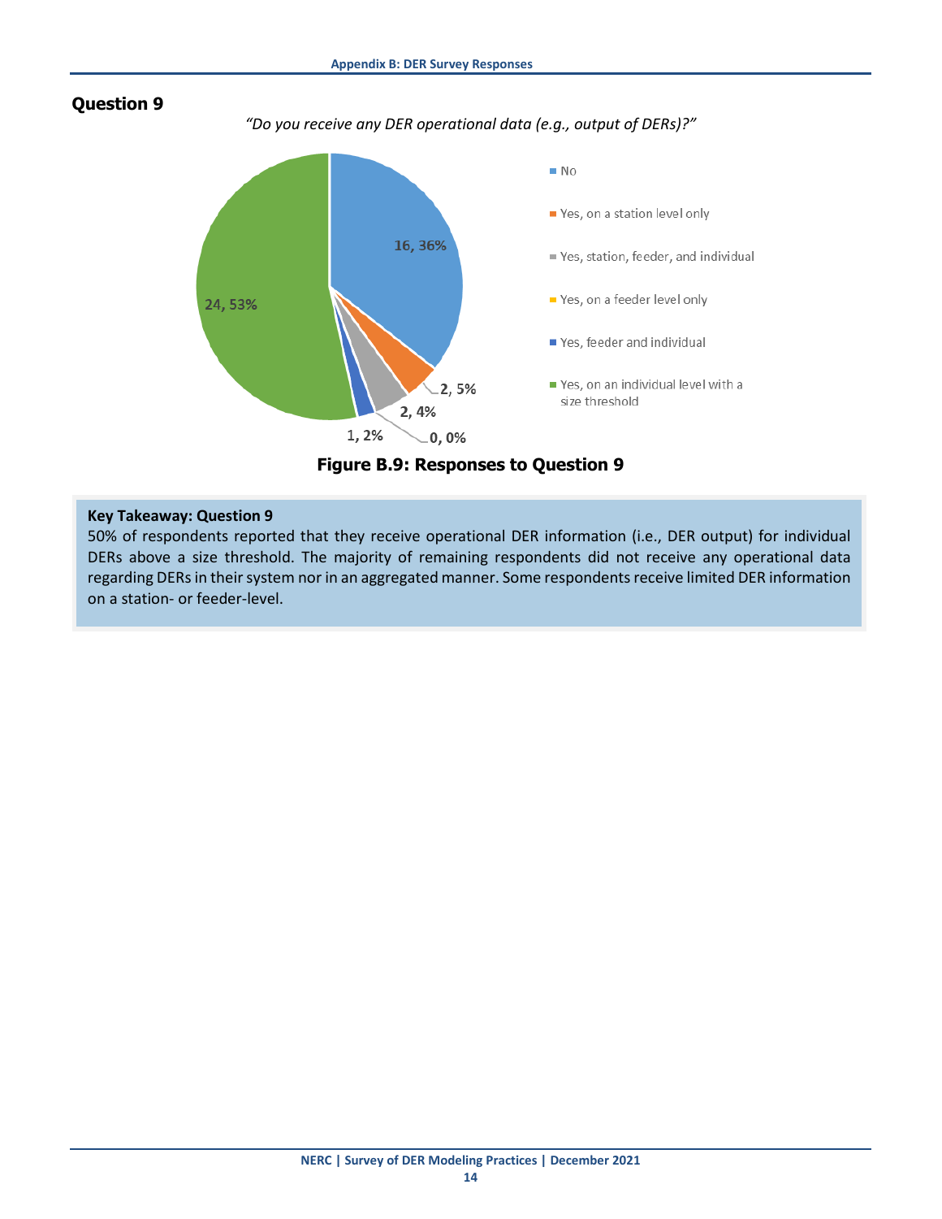## Question 9

*"Do you receive any DER operational data (e.g., output of DERs)?"*

| Response | Count, Percent |
|---|---|
| No | 16, 36% |
| Yes, on a station level only | 2, 5% |
| Yes, station, feeder, and individual | 2, 4% |
| Yes, on a feeder level only | 0, 0% |
| Yes, feeder and individual | 1, 2% |
| Yes, on an individual level with a size threshold | 24, 53% |

**Figure B.9: Responses to Question 9**

**Key Takeaway: Question 9**

50% of respondents reported that they receive operational DER information (i.e., DER output) for individual DERs above a size threshold. The majority of remaining respondents did not receive any operational data regarding DERs in their system nor in an aggregated manner. Some respondents receive limited DER information on a station- or feeder-level.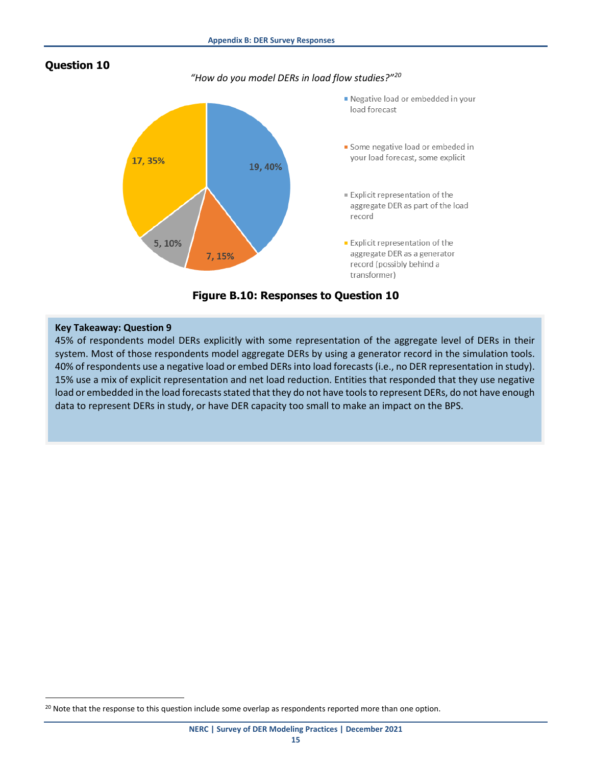## Question 10

*"How do you model DERs in load flow studies?"*[20]

- Negative load or embedded in your load forecast: 19, 40%
- Some negative load or embeded in your load forecast, some explicit: 7, 15%
- Explicit representation of the aggregate DER as part of the load record: 5, 10%
- Explicit representation of the aggregate DER as a generator record (possibly behind a transformer): 17, 35%

**Figure B.10: Responses to Question 10**

**Key Takeaway: Question 9**

45% of respondents model DERs explicitly with some representation of the aggregate level of DERs in their system. Most of those respondents model aggregate DERs by using a generator record in the simulation tools. 40% of respondents use a negative load or embed DERs into load forecasts (i.e., no DER representation in study). 15% use a mix of explicit representation and net load reduction. Entities that responded that they use negative load or embedded in the load forecasts stated that they do not have tools to represent DERs, do not have enough data to represent DERs in study, or have DER capacity too small to make an impact on the BPS.

---

[20] Note that the response to this question include some overlap as respondents reported more than one option.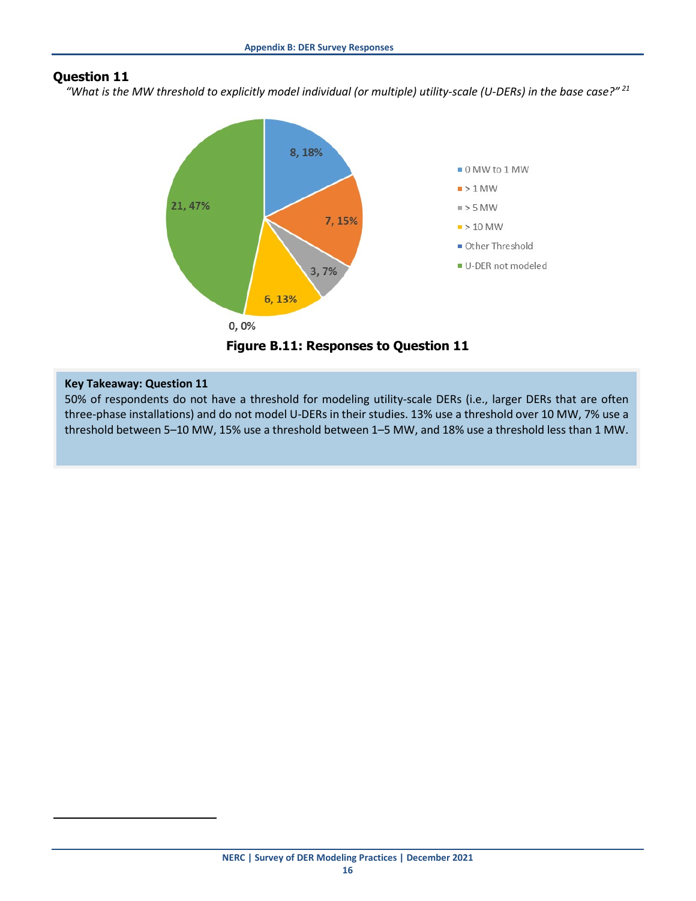## Question 11

*"What is the MW threshold to explicitly model individual (or multiple) utility-scale (U-DERs) in the base case?"* [21]

**Figure B.11: Responses to Question 11**

**Key Takeaway: Question 11**

50% of respondents do not have a threshold for modeling utility-scale DERs (i.e., larger DERs that are often three-phase installations) and do not model U-DERs in their studies. 13% use a threshold over 10 MW, 7% use a threshold between 5–10 MW, 15% use a threshold between 1–5 MW, and 18% use a threshold less than 1 MW.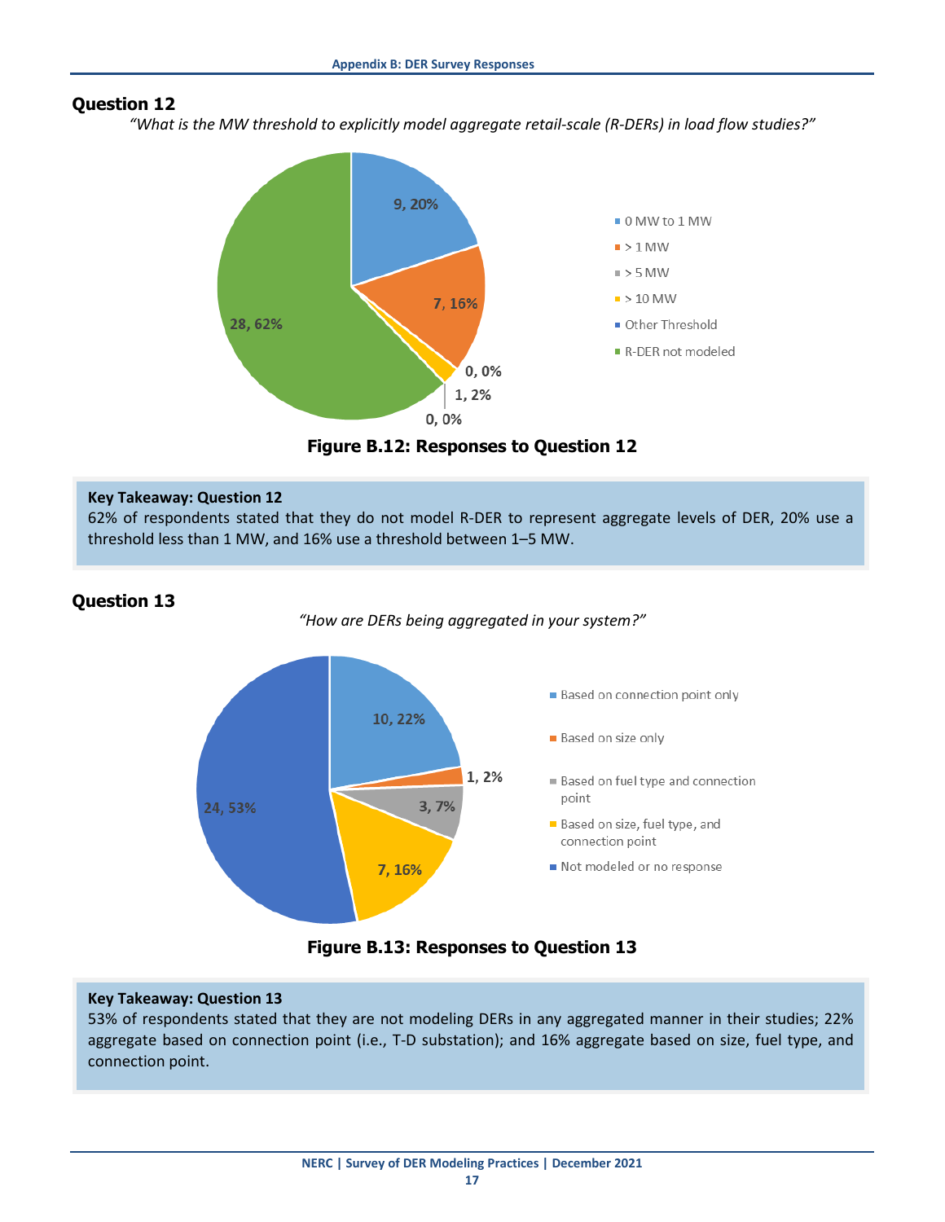## Question 12

*"What is the MW threshold to explicitly model aggregate retail-scale (R-DERs) in load flow studies?"*

| Response | Count | Percentage |
|---|---|---|
| 0 MW to 1 MW | 9 | 20% |
| > 1 MW | 7 | 16% |
| > 5 MW | 0 | 0% |
| > 10 MW | 1 | 2% |
| Other Threshold | 0 | 0% |
| R-DER not modeled | 28 | 62% |

**Figure B.12: Responses to Question 12**

**Key Takeaway: Question 12**

62% of respondents stated that they do not model R-DER to represent aggregate levels of DER, 20% use a threshold less than 1 MW, and 16% use a threshold between 1–5 MW.

## Question 13

*"How are DERs being aggregated in your system?"*

| Response | Count | Percentage |
|---|---|---|
| Based on connection point only | 10 | 22% |
| Based on size only | 1 | 2% |
| Based on fuel type and connection point | 3 | 7% |
| Based on size, fuel type, and connection point | 7 | 16% |
| Not modeled or no response | 24 | 53% |

**Figure B.13: Responses to Question 13**

**Key Takeaway: Question 13**

53% of respondents stated that they are not modeling DERs in any aggregated manner in their studies; 22% aggregate based on connection point (i.e., T-D substation); and 16% aggregate based on size, fuel type, and connection point.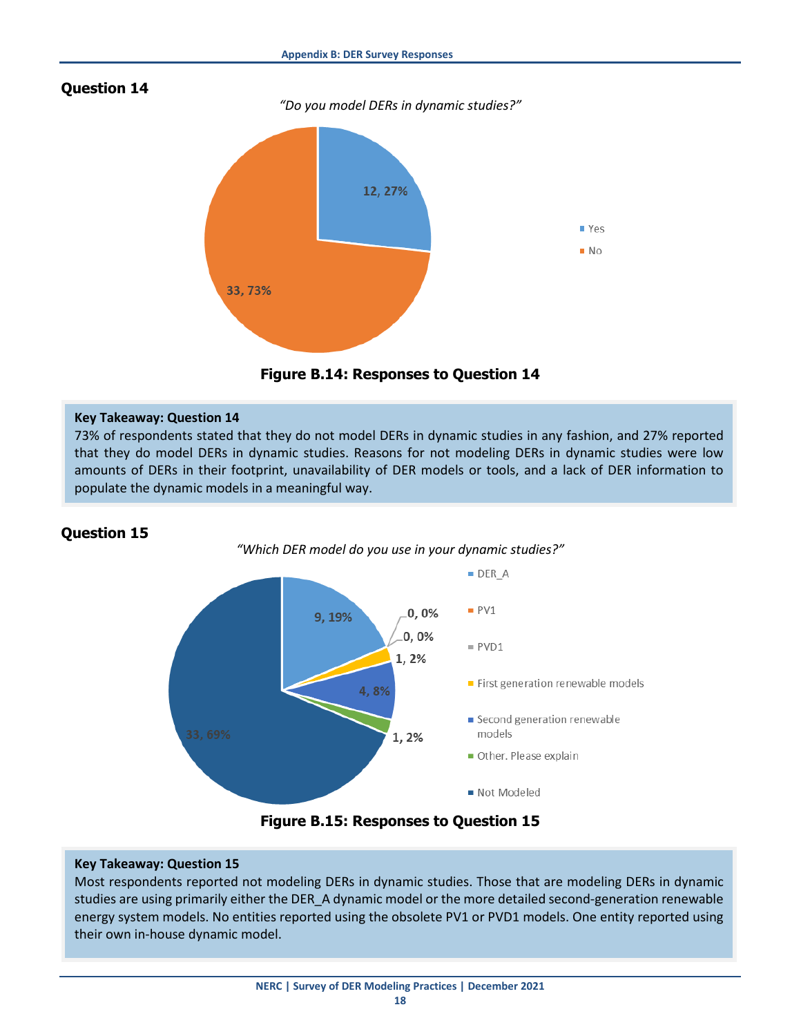## Question 14

*"Do you model DERs in dynamic studies?"*

**Figure B.14: Responses to Question 14**

> **Key Takeaway: Question 14**
>
> 73% of respondents stated that they do not model DERs in dynamic studies in any fashion, and 27% reported that they do model DERs in dynamic studies. Reasons for not modeling DERs in dynamic studies were low amounts of DERs in their footprint, unavailability of DER models or tools, and a lack of DER information to populate the dynamic models in a meaningful way.

## Question 15

*"Which DER model do you use in your dynamic studies?"*

**Figure B.15: Responses to Question 15**

> **Key Takeaway: Question 15**
>
> Most respondents reported not modeling DERs in dynamic studies. Those that are modeling DERs in dynamic studies are using primarily either the DER_A dynamic model or the more detailed second-generation renewable energy system models. No entities reported using the obsolete PV1 or PVD1 models. One entity reported using their own in-house dynamic model.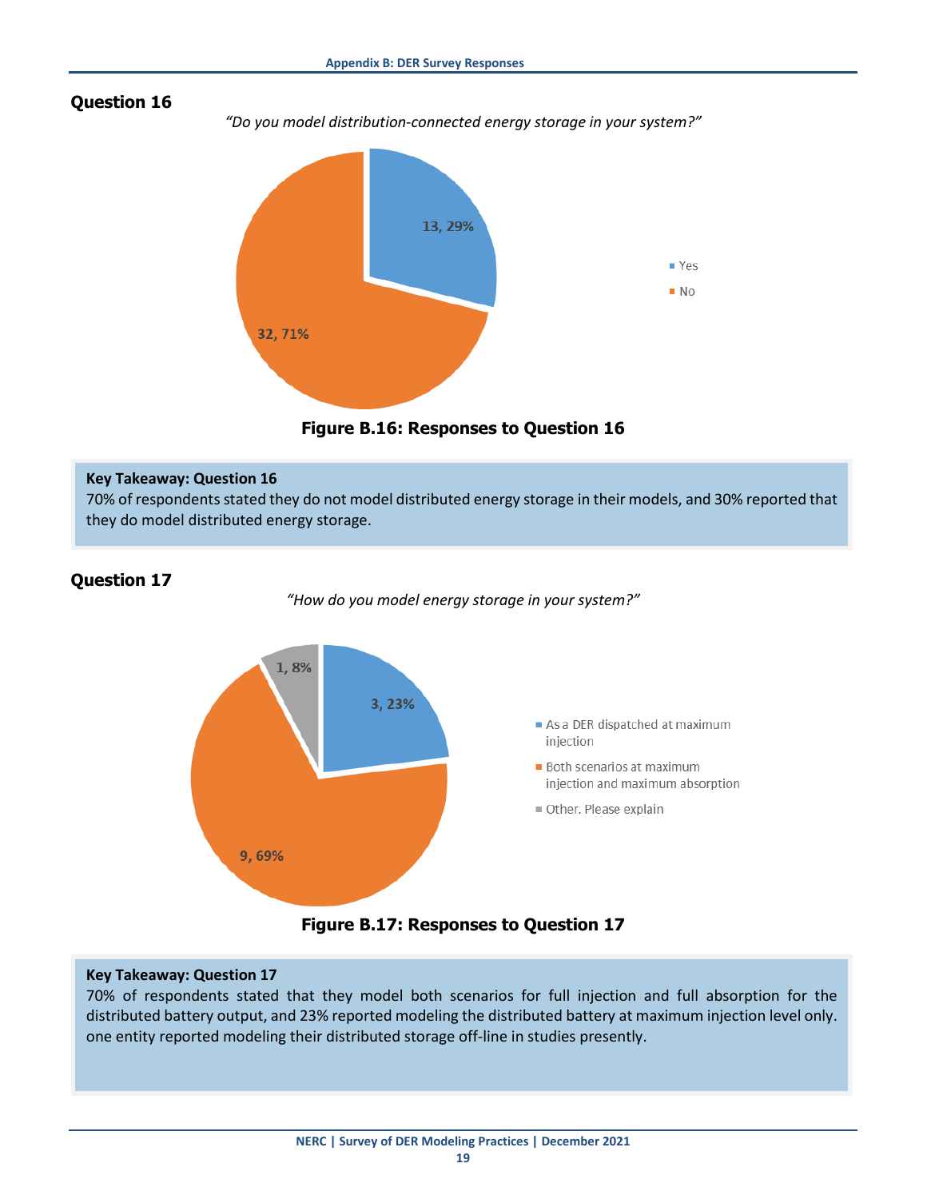## Question 16

*"Do you model distribution-connected energy storage in your system?"*

13, 29%

32, 71%

Yes

No

**Figure B.16: Responses to Question 16**

**Key Takeaway: Question 16**

70% of respondents stated they do not model distributed energy storage in their models, and 30% reported that they do model distributed energy storage.

## Question 17

*"How do you model energy storage in your system?"*

1, 8%

3, 23%

9, 69%

As a DER dispatched at maximum injection

Both scenarios at maximum injection and maximum absorption

Other. Please explain

**Figure B.17: Responses to Question 17**

**Key Takeaway: Question 17**

70% of respondents stated that they model both scenarios for full injection and full absorption for the distributed battery output, and 23% reported modeling the distributed battery at maximum injection level only. one entity reported modeling their distributed storage off-line in studies presently.